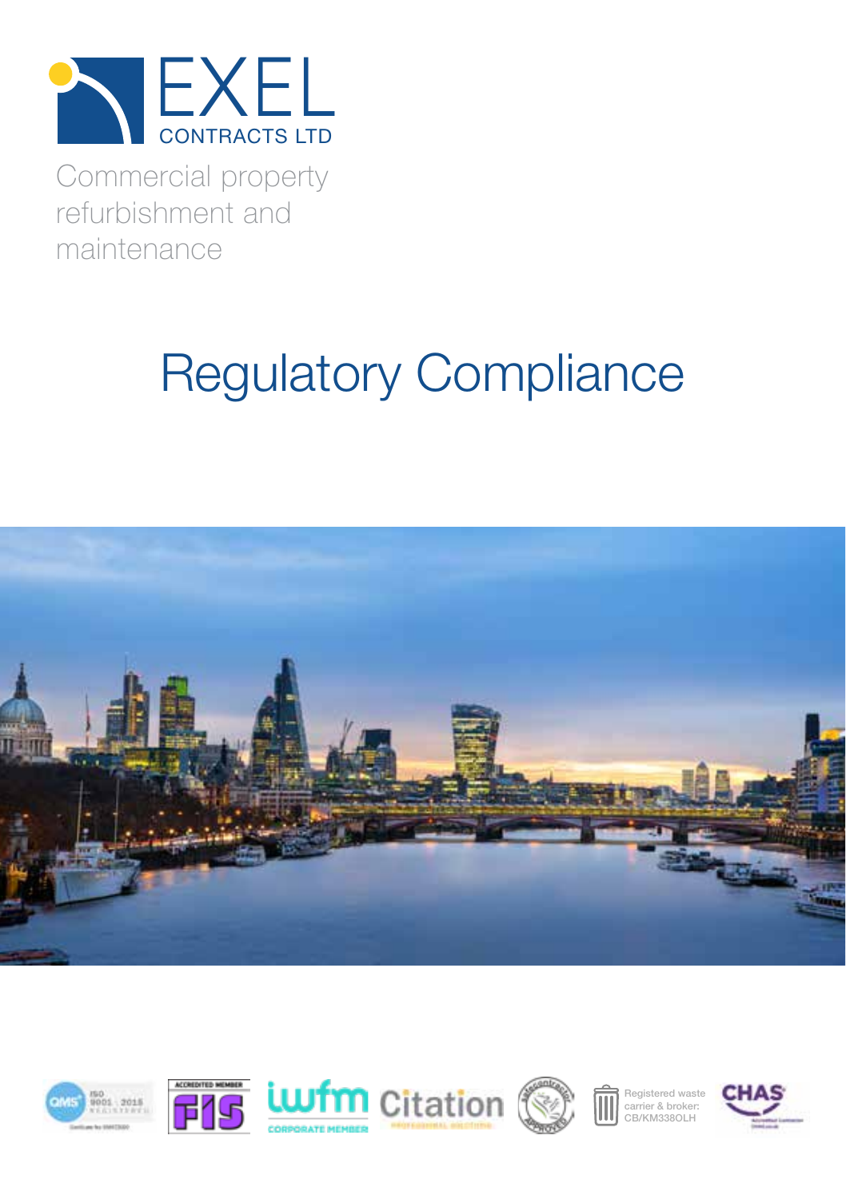# EXEL CONTRACTS LTD

Commercial property refurbishment and maintenance

# Regulatory Compliance

Registered waste carrier & broker: CB/KM338OLH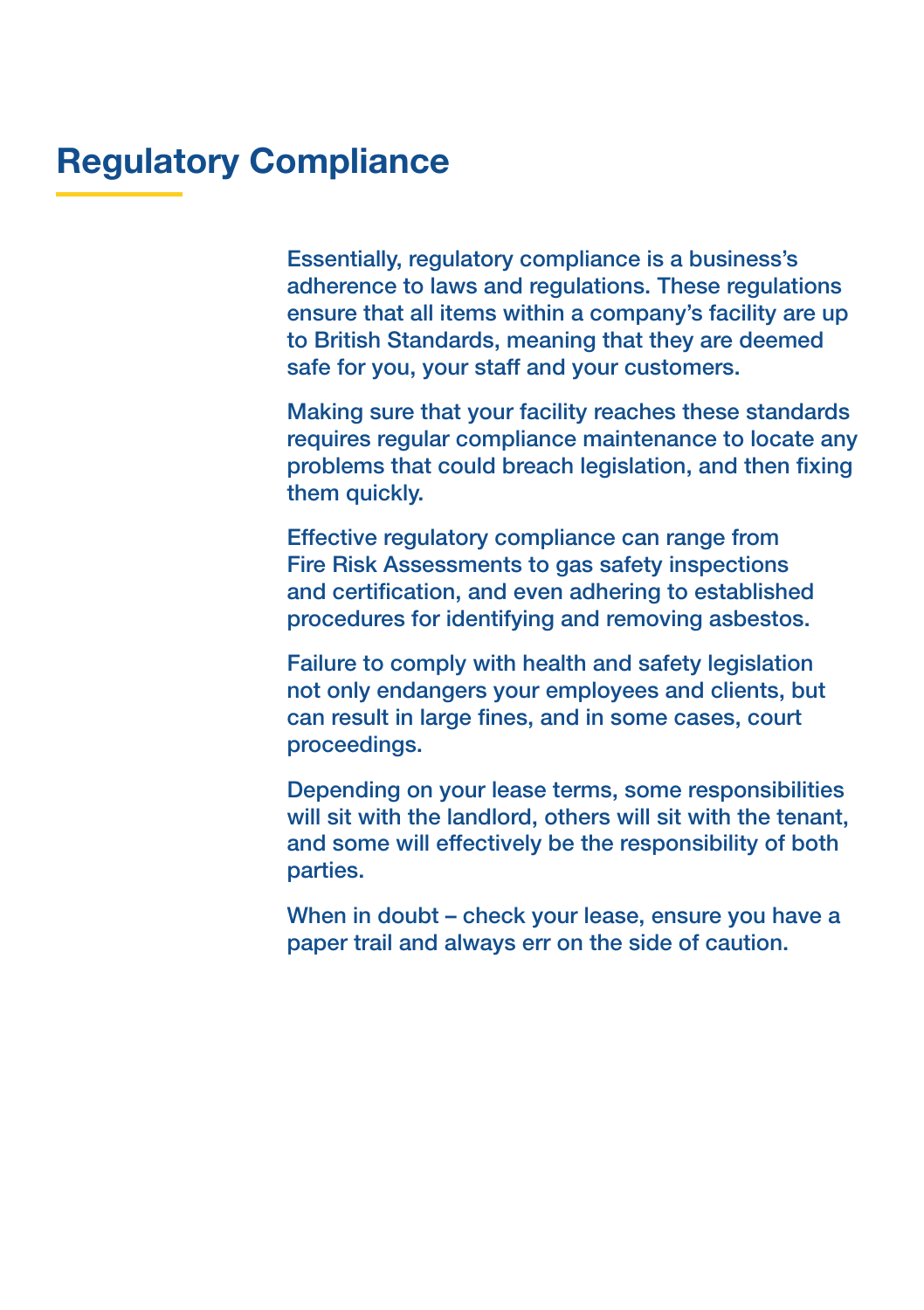# Regulatory Compliance

Essentially, regulatory compliance is a business's adherence to laws and regulations. These regulations ensure that all items within a company's facility are up to British Standards, meaning that they are deemed safe for you, your staff and your customers.

Making sure that your facility reaches these standards requires regular compliance maintenance to locate any problems that could breach legislation, and then fixing them quickly.

Effective regulatory compliance can range from Fire Risk Assessments to gas safety inspections and certification, and even adhering to established procedures for identifying and removing asbestos.

Failure to comply with health and safety legislation not only endangers your employees and clients, but can result in large fines, and in some cases, court proceedings.

Depending on your lease terms, some responsibilities will sit with the landlord, others will sit with the tenant, and some will effectively be the responsibility of both parties.

When in doubt – check your lease, ensure you have a paper trail and always err on the side of caution.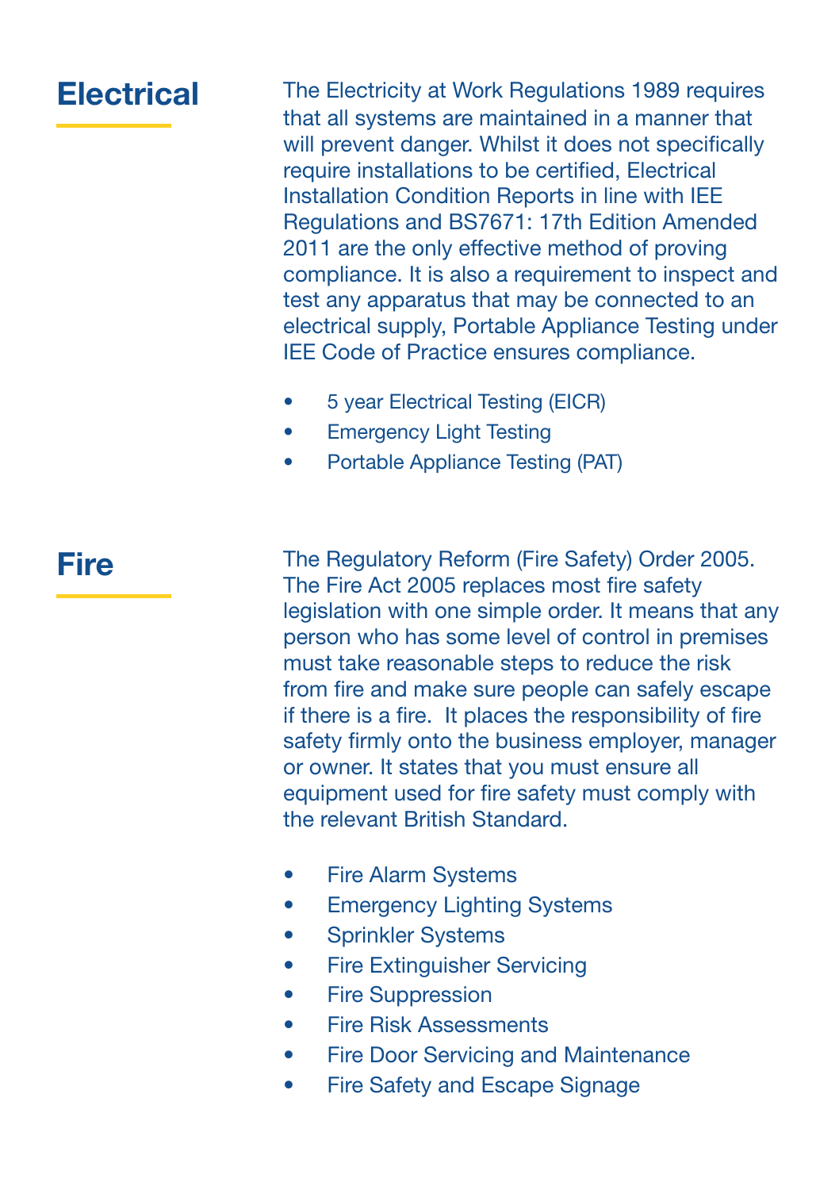## Electrical

The Electricity at Work Regulations 1989 requires that all systems are maintained in a manner that will prevent danger. Whilst it does not specifically require installations to be certified, Electrical Installation Condition Reports in line with IEE Regulations and BS7671: 17th Edition Amended 2011 are the only effective method of proving compliance. It is also a requirement to inspect and test any apparatus that may be connected to an electrical supply, Portable Appliance Testing under IEE Code of Practice ensures compliance.

- 5 year Electrical Testing (EICR)
- Emergency Light Testing
- Portable Appliance Testing (PAT)

## Fire

The Regulatory Reform (Fire Safety) Order 2005. The Fire Act 2005 replaces most fire safety legislation with one simple order. It means that any person who has some level of control in premises must take reasonable steps to reduce the risk from fire and make sure people can safely escape if there is a fire. It places the responsibility of fire safety firmly onto the business employer, manager or owner. It states that you must ensure all equipment used for fire safety must comply with the relevant British Standard.

- Fire Alarm Systems
- Emergency Lighting Systems
- Sprinkler Systems
- Fire Extinguisher Servicing
- Fire Suppression
- Fire Risk Assessments
- Fire Door Servicing and Maintenance
- Fire Safety and Escape Signage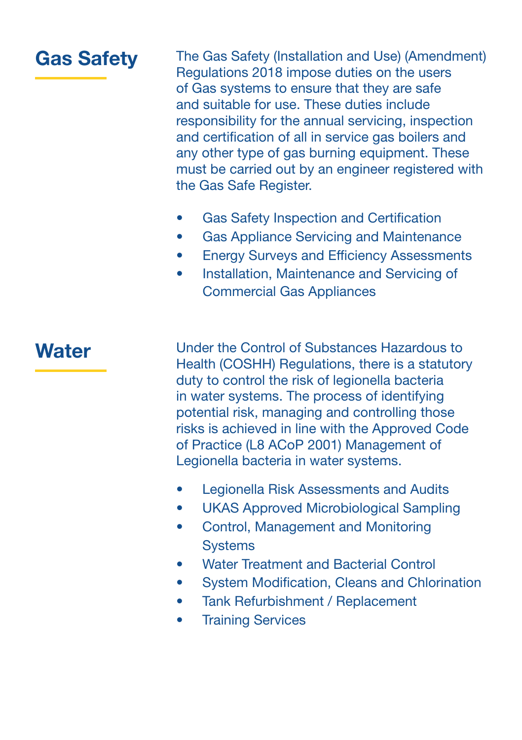## Gas Safety

The Gas Safety (Installation and Use) (Amendment) Regulations 2018 impose duties on the users of Gas systems to ensure that they are safe and suitable for use. These duties include responsibility for the annual servicing, inspection and certification of all in service gas boilers and any other type of gas burning equipment. These must be carried out by an engineer registered with the Gas Safe Register.

- Gas Safety Inspection and Certification
- Gas Appliance Servicing and Maintenance
- Energy Surveys and Efficiency Assessments
- Installation, Maintenance and Servicing of Commercial Gas Appliances

## Water

Under the Control of Substances Hazardous to Health (COSHH) Regulations, there is a statutory duty to control the risk of legionella bacteria in water systems. The process of identifying potential risk, managing and controlling those risks is achieved in line with the Approved Code of Practice (L8 ACoP 2001) Management of Legionella bacteria in water systems.

- Legionella Risk Assessments and Audits
- UKAS Approved Microbiological Sampling
- Control, Management and Monitoring Systems
- Water Treatment and Bacterial Control
- System Modification, Cleans and Chlorination
- Tank Refurbishment / Replacement
- Training Services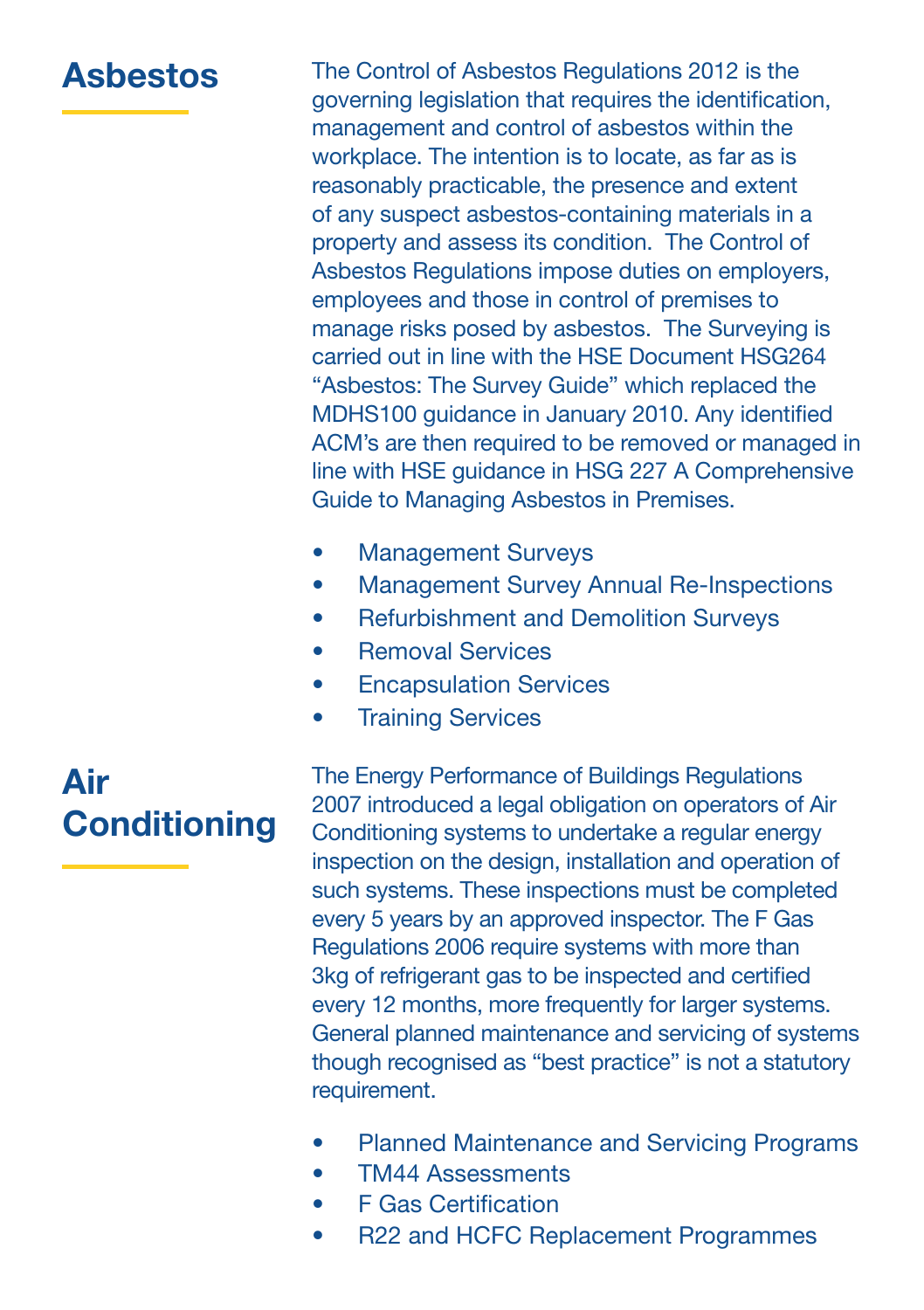## Asbestos

The Control of Asbestos Regulations 2012 is the governing legislation that requires the identification, management and control of asbestos within the workplace. The intention is to locate, as far as is reasonably practicable, the presence and extent of any suspect asbestos-containing materials in a property and assess its condition. The Control of Asbestos Regulations impose duties on employers, employees and those in control of premises to manage risks posed by asbestos. The Surveying is carried out in line with the HSE Document HSG264 "Asbestos: The Survey Guide" which replaced the MDHS100 guidance in January 2010. Any identified ACM's are then required to be removed or managed in line with HSE guidance in HSG 227 A Comprehensive Guide to Managing Asbestos in Premises.

- Management Surveys
- Management Survey Annual Re-Inspections
- Refurbishment and Demolition Surveys
- Removal Services
- Encapsulation Services
- Training Services

## Air Conditioning

The Energy Performance of Buildings Regulations 2007 introduced a legal obligation on operators of Air Conditioning systems to undertake a regular energy inspection on the design, installation and operation of such systems. These inspections must be completed every 5 years by an approved inspector. The F Gas Regulations 2006 require systems with more than 3kg of refrigerant gas to be inspected and certified every 12 months, more frequently for larger systems. General planned maintenance and servicing of systems though recognised as "best practice" is not a statutory requirement.

- Planned Maintenance and Servicing Programs
- TM44 Assessments
- F Gas Certification
- R22 and HCFC Replacement Programmes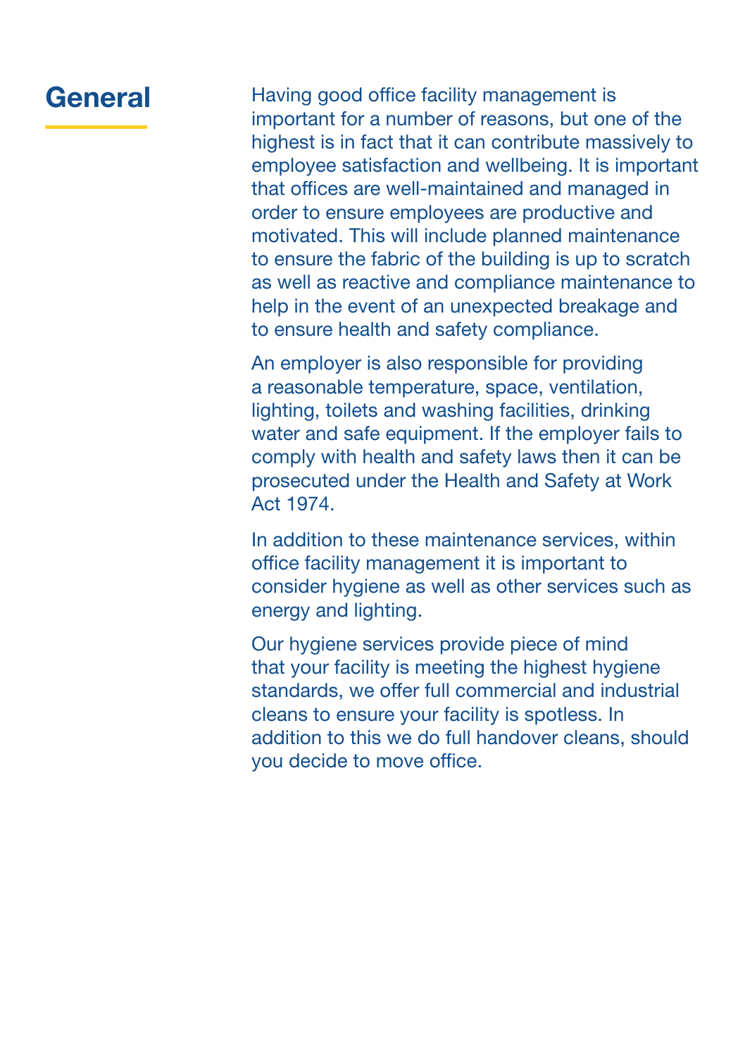## General

Having good office facility management is important for a number of reasons, but one of the highest is in fact that it can contribute massively to employee satisfaction and wellbeing. It is important that offices are well-maintained and managed in order to ensure employees are productive and motivated. This will include planned maintenance to ensure the fabric of the building is up to scratch as well as reactive and compliance maintenance to help in the event of an unexpected breakage and to ensure health and safety compliance.

An employer is also responsible for providing a reasonable temperature, space, ventilation, lighting, toilets and washing facilities, drinking water and safe equipment. If the employer fails to comply with health and safety laws then it can be prosecuted under the Health and Safety at Work Act 1974.

In addition to these maintenance services, within office facility management it is important to consider hygiene as well as other services such as energy and lighting.

Our hygiene services provide piece of mind that your facility is meeting the highest hygiene standards, we offer full commercial and industrial cleans to ensure your facility is spotless. In addition to this we do full handover cleans, should you decide to move office.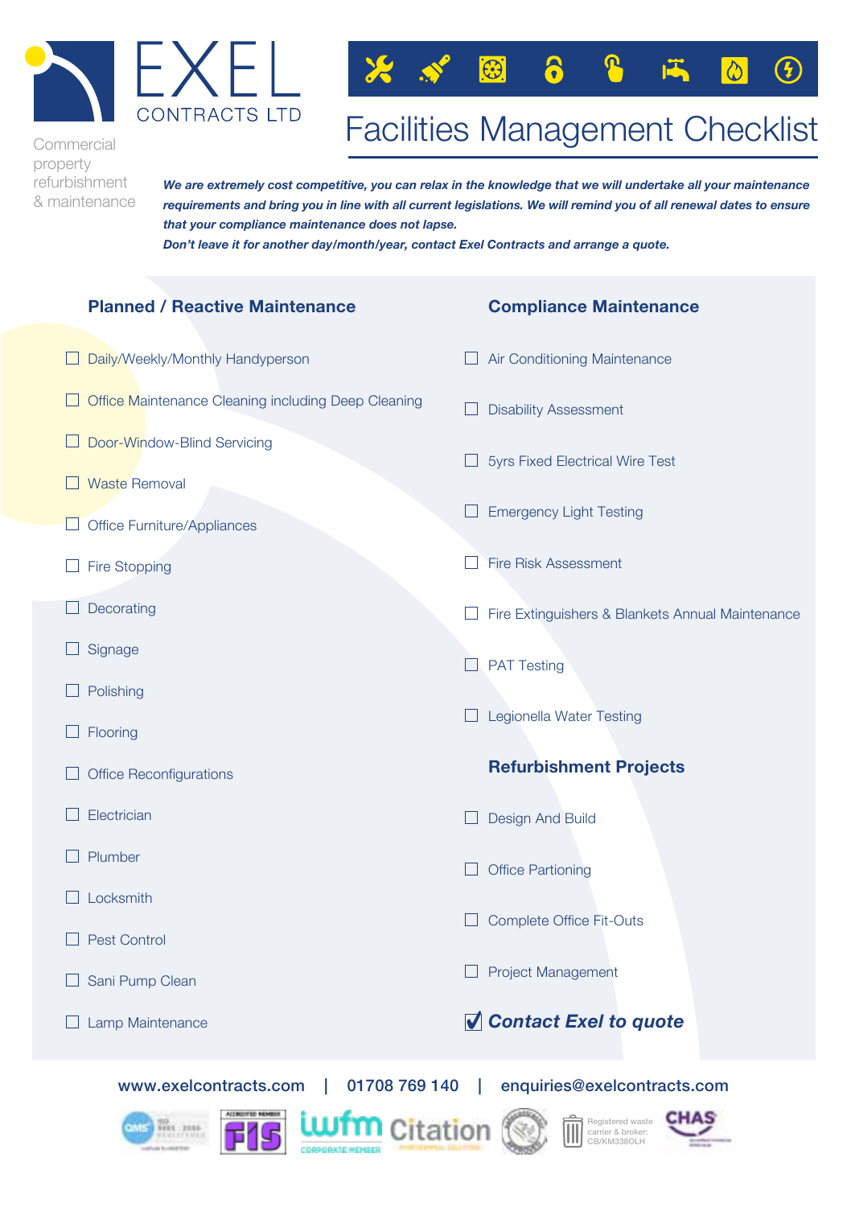EXEL
CONTRACTS LTD

Commercial property refurbishment & maintenance

# Facilities Management Checklist

***We are extremely cost competitive, you can relax in the knowledge that we will undertake all your maintenance requirements and bring you in line with all current legislations. We will remind you of all renewal dates to ensure that your compliance maintenance does not lapse.***
***Don't leave it for another day/month/year, contact Exel Contracts and arrange a quote.***

## Planned / Reactive Maintenance

- [ ] Daily/Weekly/Monthly Handyperson
- [ ] Office Maintenance Cleaning including Deep Cleaning
- [ ] Door-Window-Blind Servicing
- [ ] Waste Removal
- [ ] Office Furniture/Appliances
- [ ] Fire Stopping
- [ ] Decorating
- [ ] Signage
- [ ] Polishing
- [ ] Flooring
- [ ] Office Reconfigurations
- [ ] Electrician
- [ ] Plumber
- [ ] Locksmith
- [ ] Pest Control
- [ ] Sani Pump Clean
- [ ] Lamp Maintenance

## Compliance Maintenance

- [ ] Air Conditioning Maintenance
- [ ] Disability Assessment
- [ ] 5yrs Fixed Electrical Wire Test
- [ ] Emergency Light Testing
- [ ] Fire Risk Assessment
- [ ] Fire Extinguishers & Blankets Annual Maintenance
- [ ] PAT Testing
- [ ] Legionella Water Testing

## Refurbishment Projects

- [ ] Design And Build
- [ ] Office Partioning
- [ ] Complete Office Fit-Outs
- [ ] Project Management

- [x] ***Contact Exel to quote***

www.exelcontracts.com | 01708 769 140 | enquiries@exelcontracts.com

Registered waste carrier & broker: CB/KM338OLH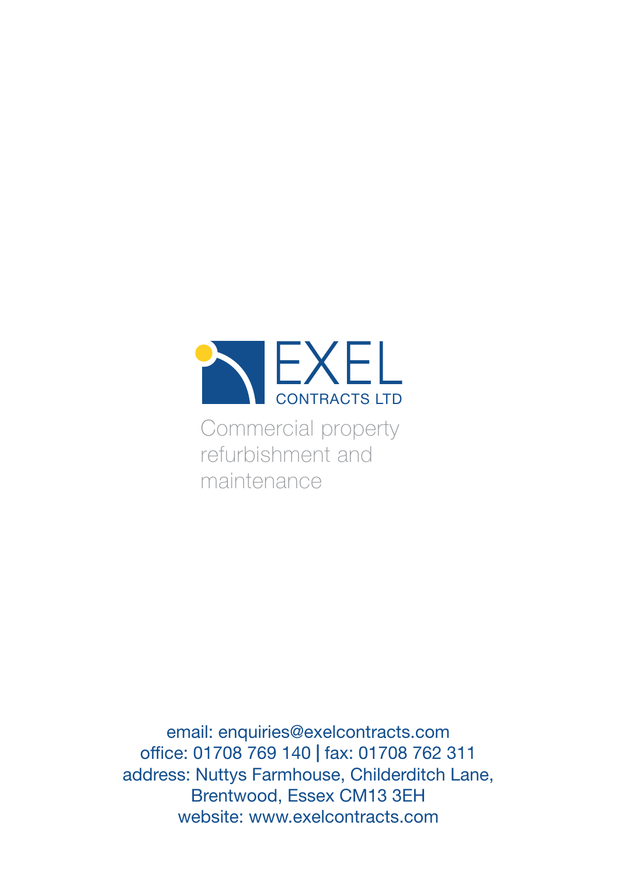EXEL
CONTRACTS LTD

Commercial property refurbishment and maintenance

email: enquiries@exelcontracts.com
office: 01708 769 140 | fax: 01708 762 311
address: Nuttys Farmhouse, Childerditch Lane,
Brentwood, Essex CM13 3EH
website: www.exelcontracts.com